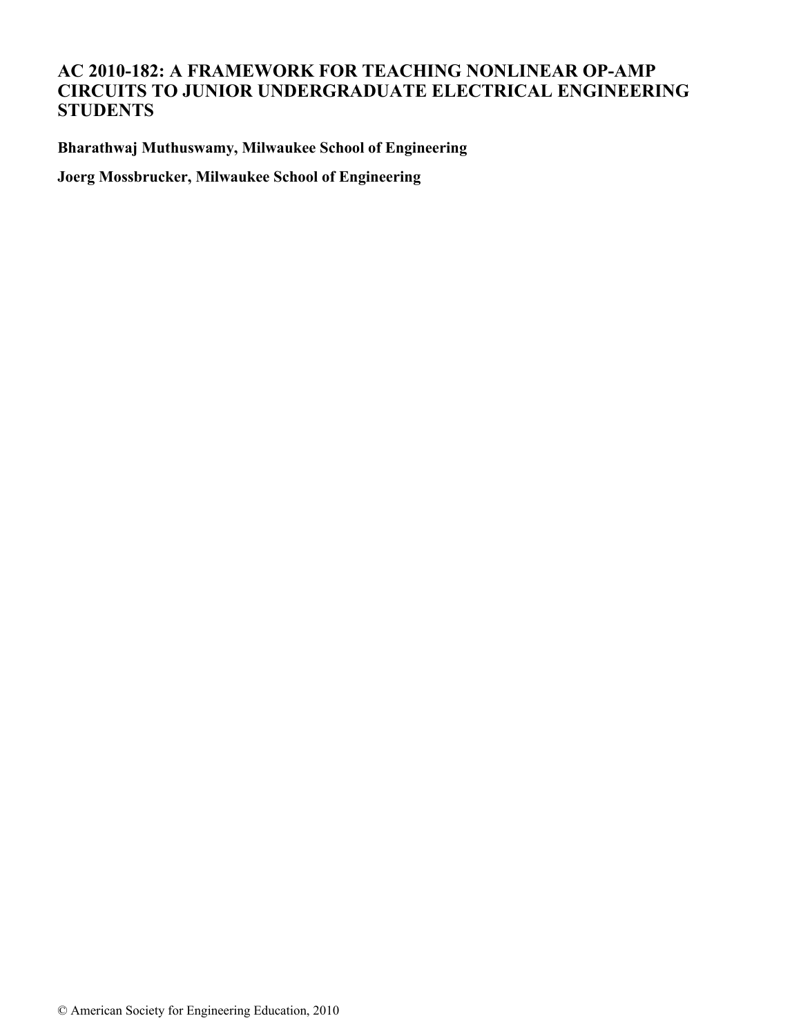# AC 2010-182: A FRAMEWORK FOR TEACHING NONLINEAR OP-AMP CIRCUITS TO JUNIOR UNDERGRADUATE ELECTRICAL ENGINEERING STUDENTS

**Bharathwaj Muthuswamy, Milwaukee School of Engineering**

**Joerg Mossbrucker, Milwaukee School of Engineering**

© American Society for Engineering Education, 2010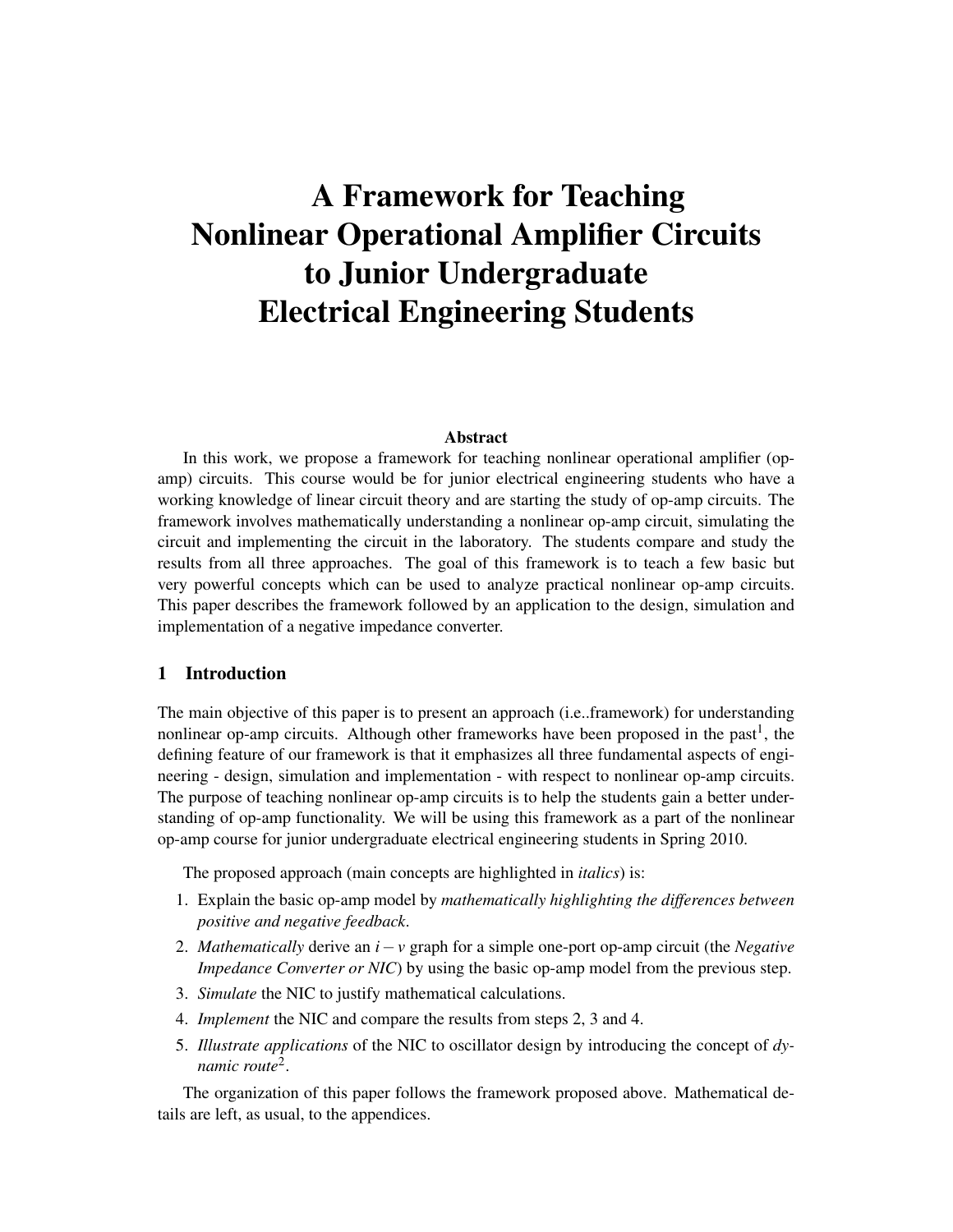# A Framework for Teaching Nonlinear Operational Amplifier Circuits to Junior Undergraduate Electrical Engineering Students

### Abstract

In this work, we propose a framework for teaching nonlinear operational amplifier (op-amp) circuits. This course would be for junior electrical engineering students who have a working knowledge of linear circuit theory and are starting the study of op-amp circuits. The framework involves mathematically understanding a nonlinear op-amp circuit, simulating the circuit and implementing the circuit in the laboratory. The students compare and study the results from all three approaches. The goal of this framework is to teach a few basic but very powerful concepts which can be used to analyze practical nonlinear op-amp circuits. This paper describes the framework followed by an application to the design, simulation and implementation of a negative impedance converter.

## 1 Introduction

The main objective of this paper is to present an approach (i.e..framework) for understanding nonlinear op-amp circuits. Although other frameworks have been proposed in the past[1], the defining feature of our framework is that it emphasizes all three fundamental aspects of engineering - design, simulation and implementation - with respect to nonlinear op-amp circuits. The purpose of teaching nonlinear op-amp circuits is to help the students gain a better understanding of op-amp functionality. We will be using this framework as a part of the nonlinear op-amp course for junior undergraduate electrical engineering students in Spring 2010.

The proposed approach (main concepts are highlighted in *italics*) is:

1. Explain the basic op-amp model by *mathematically highlighting the differences between positive and negative feedback*.
2. *Mathematically* derive an $i-v$ graph for a simple one-port op-amp circuit (the *Negative Impedance Converter or NIC*) by using the basic op-amp model from the previous step.
3. *Simulate* the NIC to justify mathematical calculations.
4. *Implement* the NIC and compare the results from steps 2, 3 and 4.
5. *Illustrate applications* of the NIC to oscillator design by introducing the concept of *dynamic route*[2].

The organization of this paper follows the framework proposed above. Mathematical details are left, as usual, to the appendices.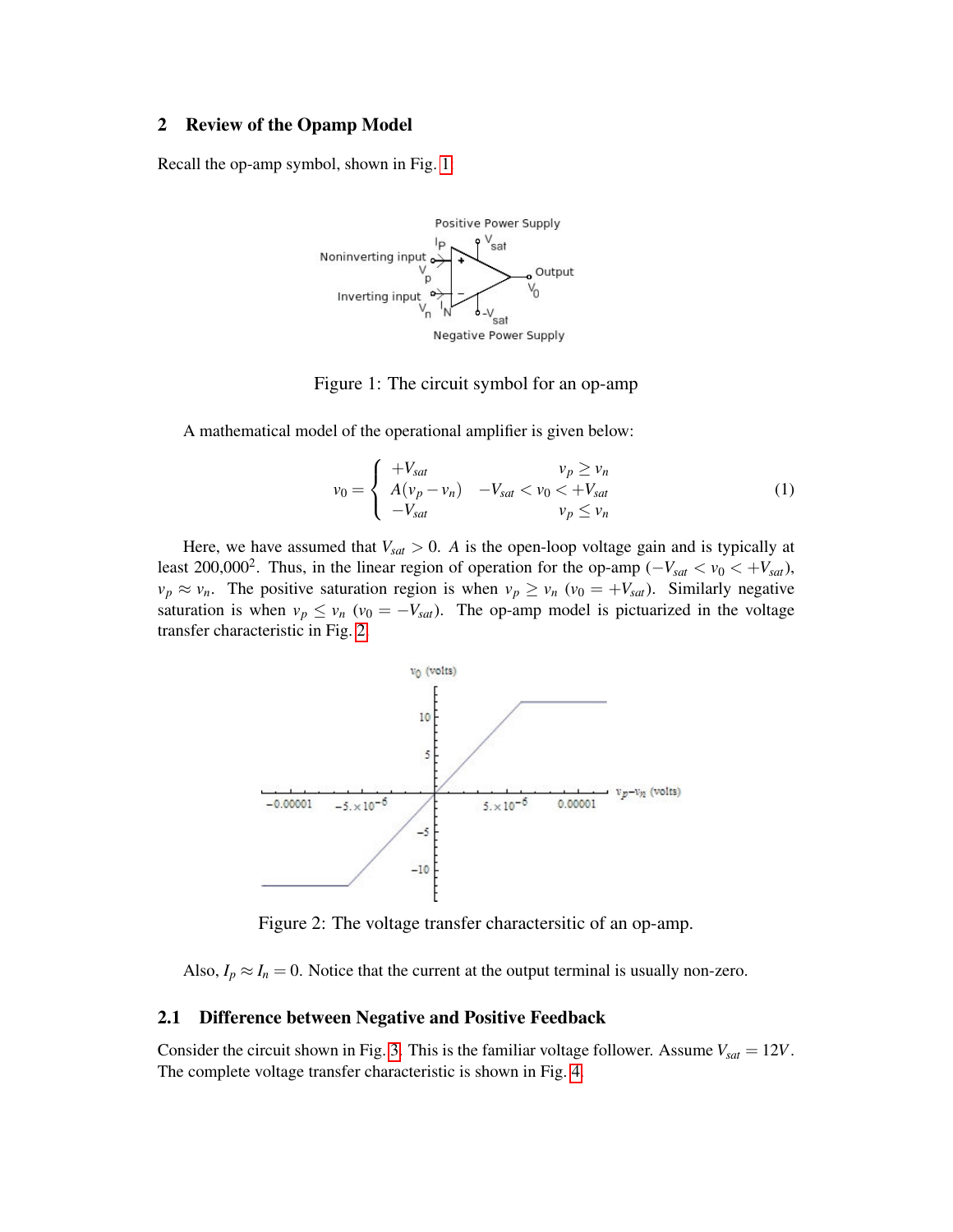## 2 Review of the Opamp Model

Recall the op-amp symbol, shown in Fig. 1.

Figure 1: The circuit symbol for an op-amp

A mathematical model of the operational amplifier is given below:

$$v_0 = \begin{cases} +V_{sat} & v_p \geq v_n \\ A(v_p - v_n) & -V_{sat} < v_0 < +V_{sat} \\ -V_{sat} & v_p \leq v_n \end{cases} \tag{1}$$

Here, we have assumed that $V_{sat} > 0$. $A$ is the open-loop voltage gain and is typically at least 200,000[2]. Thus, in the linear region of operation for the op-amp ($-V_{sat} < v_0 < +V_{sat}$), $v_p \approx v_n$. The positive saturation region is when $v_p \geq v_n$ ($v_0 = +V_{sat}$). Similarly negative saturation is when $v_p \leq v_n$ ($v_0 = -V_{sat}$). The op-amp model is pictuarized in the voltage transfer characteristic in Fig. 2.

Figure 2: The voltage transfer charactersitic of an op-amp.

Also, $I_p \approx I_n = 0$. Notice that the current at the output terminal is usually non-zero.

### 2.1 Difference between Negative and Positive Feedback

Consider the circuit shown in Fig. 3. This is the familiar voltage follower. Assume $V_{sat} = 12V$. The complete voltage transfer characteristic is shown in Fig. 4.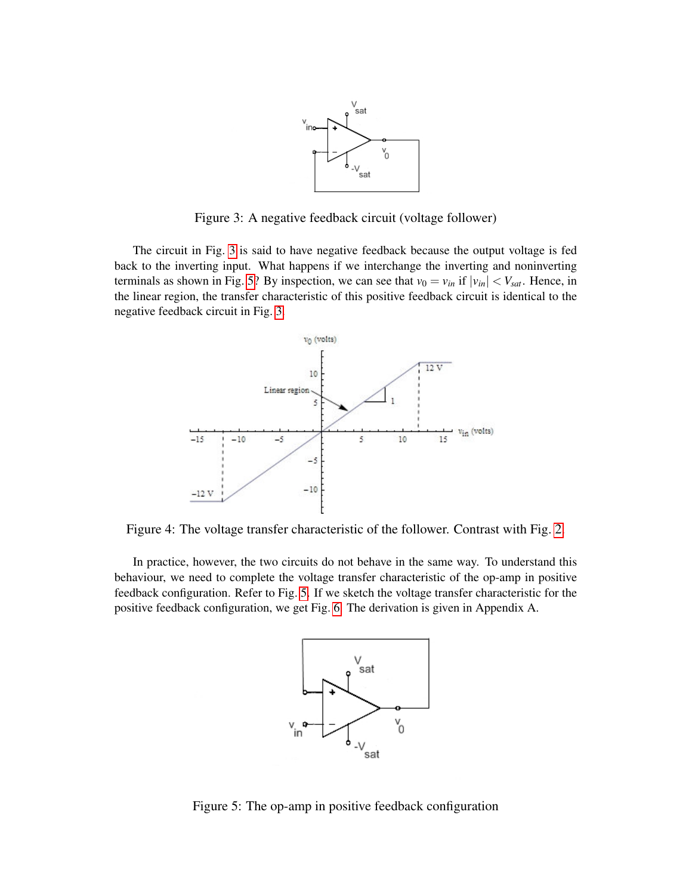Figure 3: A negative feedback circuit (voltage follower)

The circuit in Fig. 3 is said to have negative feedback because the output voltage is fed back to the inverting input. What happens if we interchange the inverting and noninverting terminals as shown in Fig. 5? By inspection, we can see that $v_0 = v_{in}$ if $|v_{in}| < V_{sat}$. Hence, in the linear region, the transfer characteristic of this positive feedback circuit is identical to the negative feedback circuit in Fig. 3.

Figure 4: The voltage transfer characteristic of the follower. Contrast with Fig. 2

In practice, however, the two circuits do not behave in the same way. To understand this behaviour, we need to complete the voltage transfer characteristic of the op-amp in positive feedback configuration. Refer to Fig. 5. If we sketch the voltage transfer characteristic for the positive feedback configuration, we get Fig. 6. The derivation is given in Appendix A.

Figure 5: The op-amp in positive feedback configuration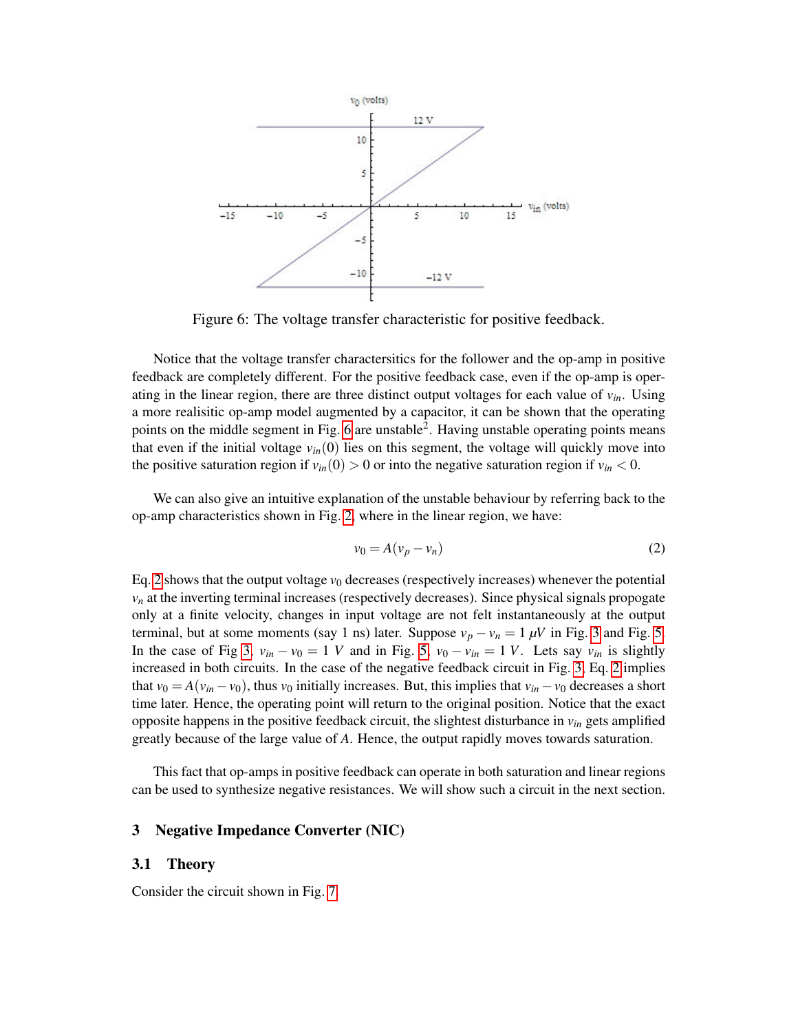Figure 6: The voltage transfer characteristic for positive feedback.

Notice that the voltage transfer charactersitics for the follower and the op-amp in positive feedback are completely different. For the positive feedback case, even if the op-amp is operating in the linear region, there are three distinct output voltages for each value of $v_{in}$. Using a more realisitic op-amp model augmented by a capacitor, it can be shown that the operating points on the middle segment in Fig. 6 are unstable[2]. Having unstable operating points means that even if the initial voltage $v_{in}(0)$ lies on this segment, the voltage will quickly move into the positive saturation region if $v_{in}(0) > 0$ or into the negative saturation region if $v_{in} < 0$.

We can also give an intuitive explanation of the unstable behaviour by referring back to the op-amp characteristics shown in Fig. 2, where in the linear region, we have:

$$v_0 = A(v_p - v_n) \tag{2}$$

Eq. 2 shows that the output voltage $v_0$ decreases (respectively increases) whenever the potential $v_n$ at the inverting terminal increases (respectively decreases). Since physical signals propogate only at a finite velocity, changes in input voltage are not felt instantaneously at the output terminal, but at some moments (say 1 ns) later. Suppose $v_p - v_n = 1\ \mu V$ in Fig. 3 and Fig. 5. In the case of Fig 3, $v_{in} - v_0 = 1\ V$ and in Fig. 5, $v_0 - v_{in} = 1\ V$. Lets say $v_{in}$ is slightly increased in both circuits. In the case of the negative feedback circuit in Fig. 3, Eq. 2 implies that $v_0 = A(v_{in} - v_0)$, thus $v_0$ initially increases. But, this implies that $v_{in} - v_0$ decreases a short time later. Hence, the operating point will return to the original position. Notice that the exact opposite happens in the positive feedback circuit, the slightest disturbance in $v_{in}$ gets amplified greatly because of the large value of $A$. Hence, the output rapidly moves towards saturation.

This fact that op-amps in positive feedback can operate in both saturation and linear regions can be used to synthesize negative resistances. We will show such a circuit in the next section.

## 3 Negative Impedance Converter (NIC)

### 3.1 Theory

Consider the circuit shown in Fig. 7.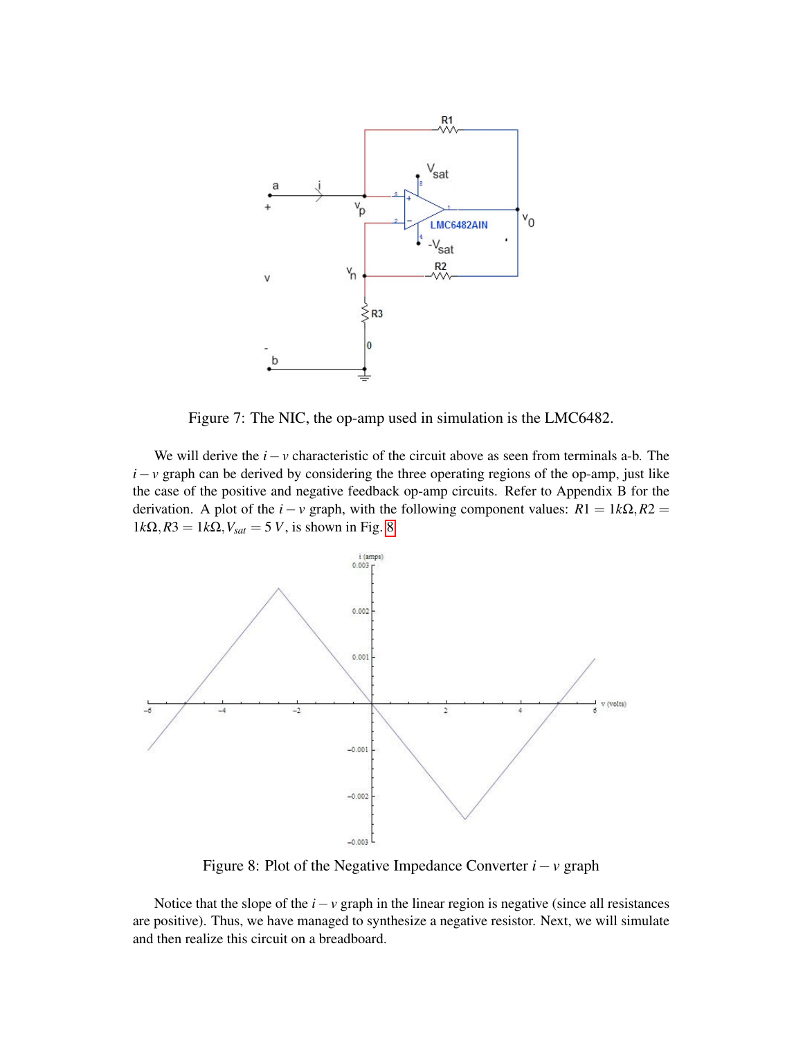Figure 7: The NIC, the op-amp used in simulation is the LMC6482.

We will derive the $i-v$ characteristic of the circuit above as seen from terminals a-b. The $i-v$ graph can be derived by considering the three operating regions of the op-amp, just like the case of the positive and negative feedback op-amp circuits. Refer to Appendix B for the derivation. A plot of the $i-v$ graph, with the following component values: $R1 = 1k\Omega, R2 = 1k\Omega, R3 = 1k\Omega, V_{sat} = 5\,V$, is shown in Fig. 8

Figure 8: Plot of the Negative Impedance Converter $i-v$ graph

Notice that the slope of the $i-v$ graph in the linear region is negative (since all resistances are positive). Thus, we have managed to synthesize a negative resistor. Next, we will simulate and then realize this circuit on a breadboard.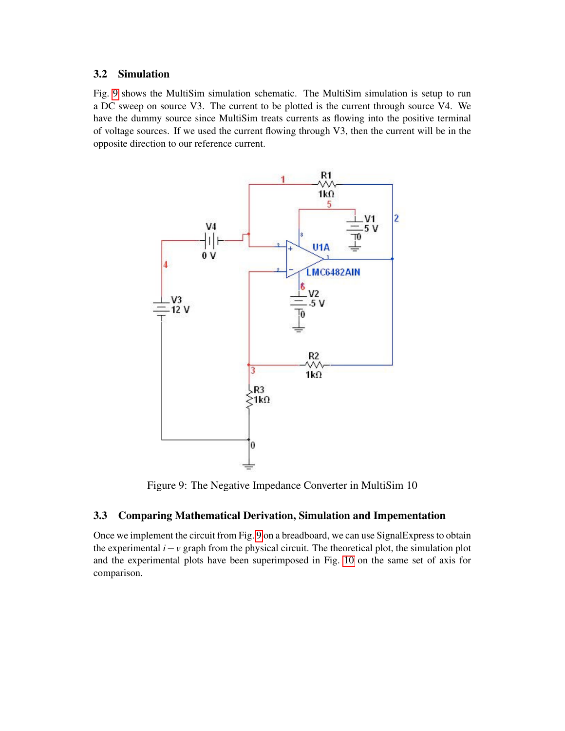### 3.2 Simulation

Fig. 9 shows the MultiSim simulation schematic. The MultiSim simulation is setup to run a DC sweep on source V3. The current to be plotted is the current through source V4. We have the dummy source since MultiSim treats currents as flowing into the positive terminal of voltage sources. If we used the current flowing through V3, then the current will be in the opposite direction to our reference current.

Figure 9: The Negative Impedance Converter in MultiSim 10

### 3.3 Comparing Mathematical Derivation, Simulation and Impementation

Once we implement the circuit from Fig. 9 on a breadboard, we can use SignalExpress to obtain the experimental $i-v$ graph from the physical circuit. The theoretical plot, the simulation plot and the experimental plots have been superimposed in Fig. 10 on the same set of axis for comparison.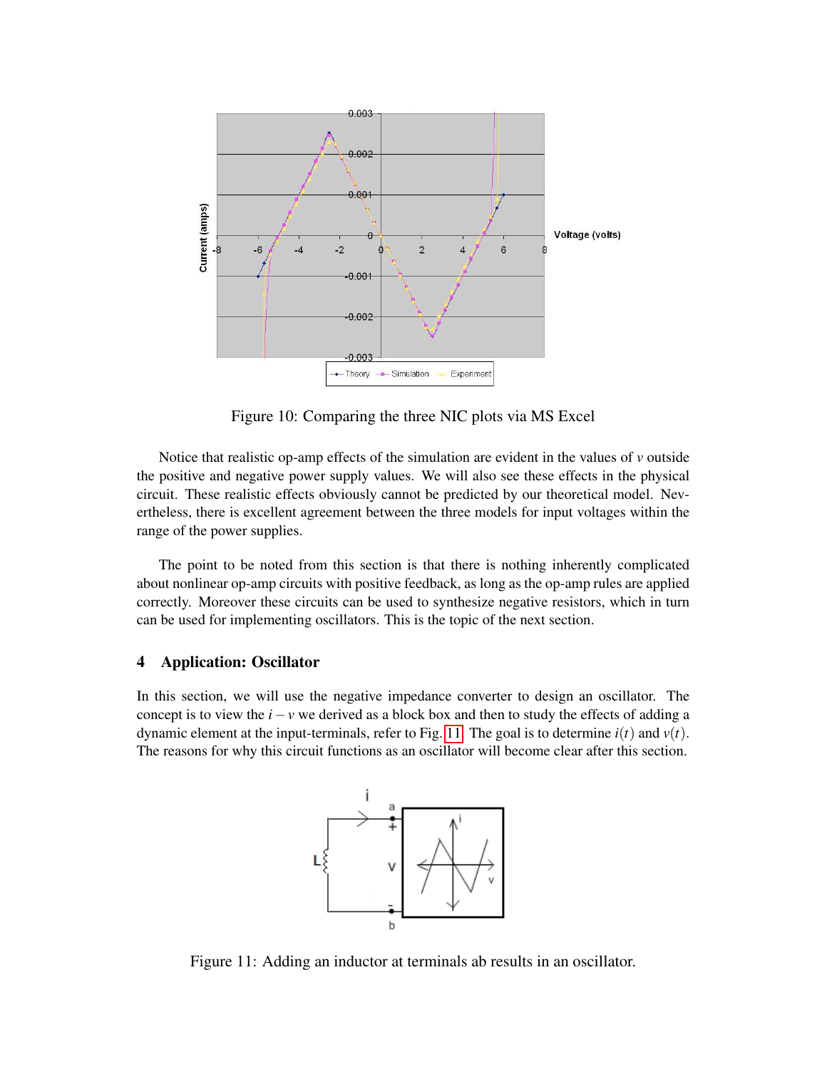Figure 10: Comparing the three NIC plots via MS Excel

Notice that realistic op-amp effects of the simulation are evident in the values of $v$ outside the positive and negative power supply values. We will also see these effects in the physical circuit. These realistic effects obviously cannot be predicted by our theoretical model. Nevertheless, there is excellent agreement between the three models for input voltages within the range of the power supplies.

The point to be noted from this section is that there is nothing inherently complicated about nonlinear op-amp circuits with positive feedback, as long as the op-amp rules are applied correctly. Moreover these circuits can be used to synthesize negative resistors, which in turn can be used for implementing oscillators. This is the topic of the next section.

## 4 Application: Oscillator

In this section, we will use the negative impedance converter to design an oscillator. The concept is to view the $i-v$ we derived as a block box and then to study the effects of adding a dynamic element at the input-terminals, refer to Fig. 11. The goal is to determine $i(t)$ and $v(t)$. The reasons for why this circuit functions as an oscillator will become clear after this section.

Figure 11: Adding an inductor at terminals ab results in an oscillator.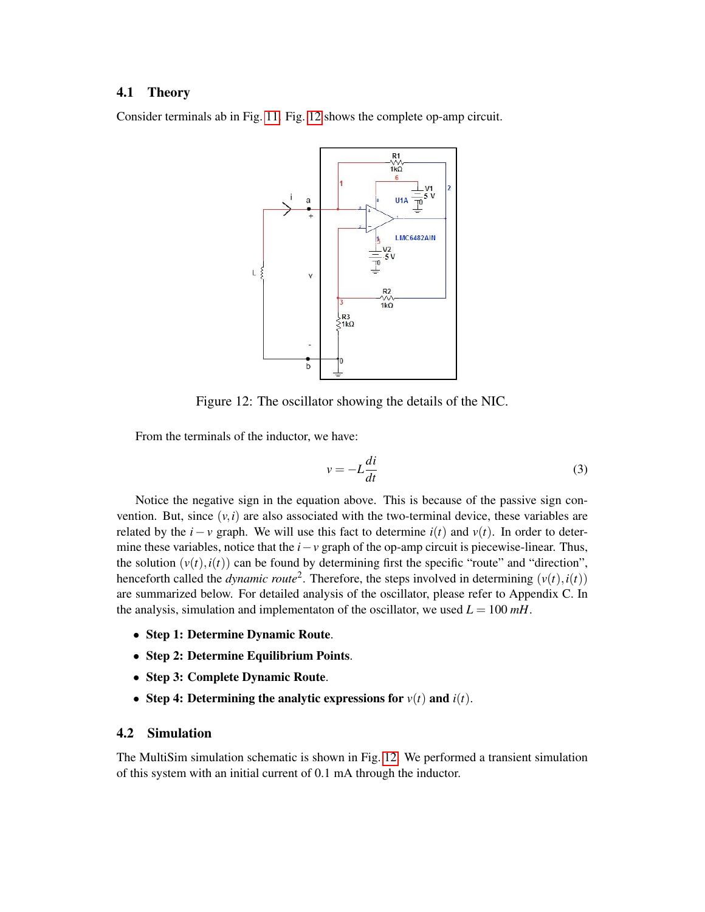### 4.1 Theory

Consider terminals ab in Fig. 11. Fig. 12 shows the complete op-amp circuit.

Figure 12: The oscillator showing the details of the NIC.

From the terminals of the inductor, we have:

$$v = -L\frac{di}{dt} \tag{3}$$

Notice the negative sign in the equation above. This is because of the passive sign convention. But, since $(v,i)$ are also associated with the two-terminal device, these variables are related by the $i-v$ graph. We will use this fact to determine $i(t)$ and $v(t)$. In order to determine these variables, notice that the $i-v$ graph of the op-amp circuit is piecewise-linear. Thus, the solution $(v(t),i(t))$ can be found by determining first the specific "route" and "direction", henceforth called the *dynamic route*[2]. Therefore, the steps involved in determining $(v(t),i(t))$ are summarized below. For detailed analysis of the oscillator, please refer to Appendix C. In the analysis, simulation and implementaton of the oscillator, we used $L = 100\ mH$.

- **Step 1: Determine Dynamic Route**.
- **Step 2: Determine Equilibrium Points**.
- **Step 3: Complete Dynamic Route**.
- **Step 4: Determining the analytic expressions for $v(t)$ and $i(t)$.**

### 4.2 Simulation

The MultiSim simulation schematic is shown in Fig. 12. We performed a transient simulation of this system with an initial current of 0.1 mA through the inductor.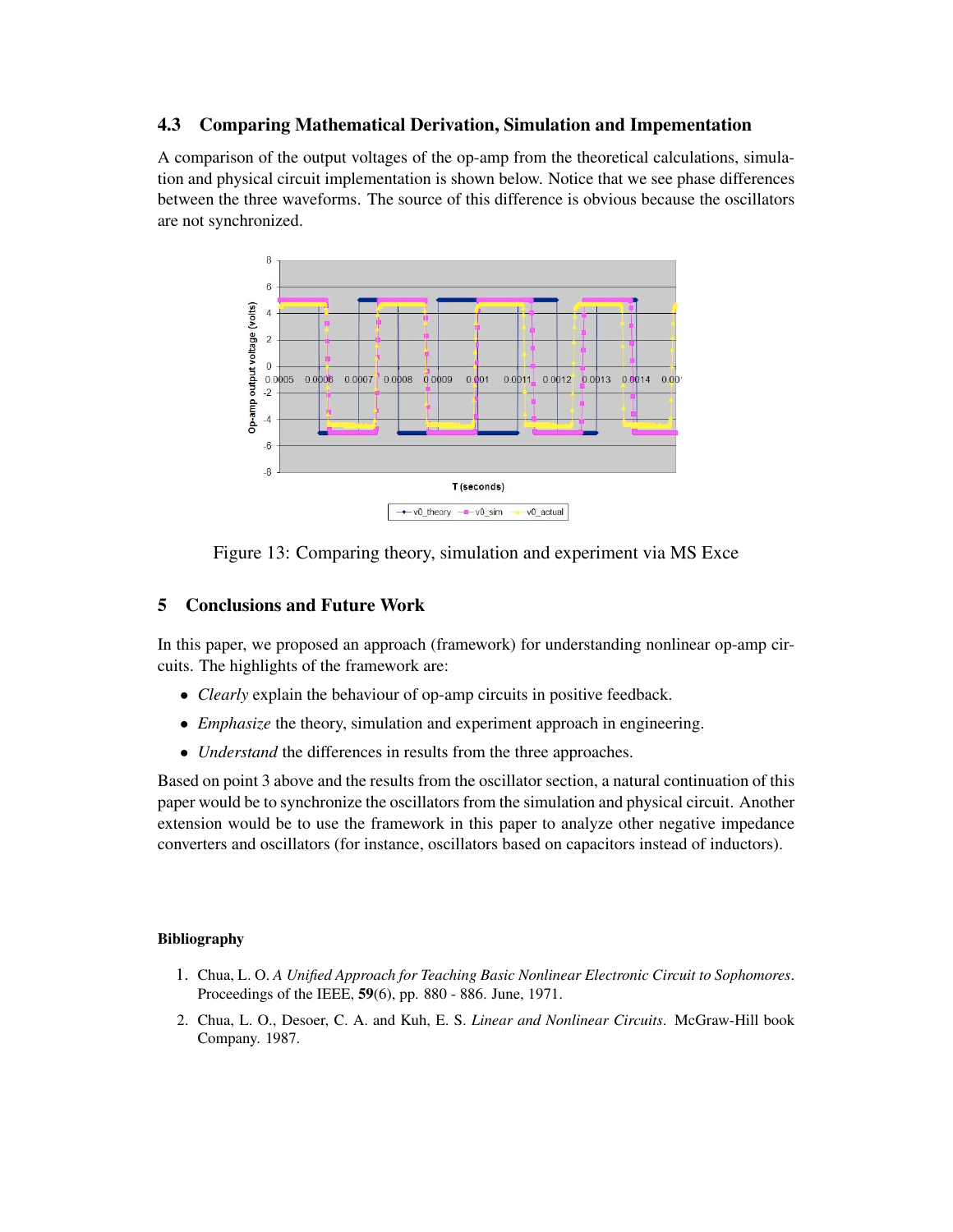### 4.3 Comparing Mathematical Derivation, Simulation and Impementation

A comparison of the output voltages of the op-amp from the theoretical calculations, simulation and physical circuit implementation is shown below. Notice that we see phase differences between the three waveforms. The source of this difference is obvious because the oscillators are not synchronized.

Figure 13: Comparing theory, simulation and experiment via MS Exce

## 5 Conclusions and Future Work

In this paper, we proposed an approach (framework) for understanding nonlinear op-amp circuits. The highlights of the framework are:

- *Clearly* explain the behaviour of op-amp circuits in positive feedback.
- *Emphasize* the theory, simulation and experiment approach in engineering.
- *Understand* the differences in results from the three approaches.

Based on point 3 above and the results from the oscillator section, a natural continuation of this paper would be to synchronize the oscillators from the simulation and physical circuit. Another extension would be to use the framework in this paper to analyze other negative impedance converters and oscillators (for instance, oscillators based on capacitors instead of inductors).

#### Bibliography

1. Chua, L. O. *A Unified Approach for Teaching Basic Nonlinear Electronic Circuit to Sophomores*. Proceedings of the IEEE, **59**(6), pp. 880 - 886. June, 1971.
2. Chua, L. O., Desoer, C. A. and Kuh, E. S. *Linear and Nonlinear Circuits*. McGraw-Hill book Company. 1987.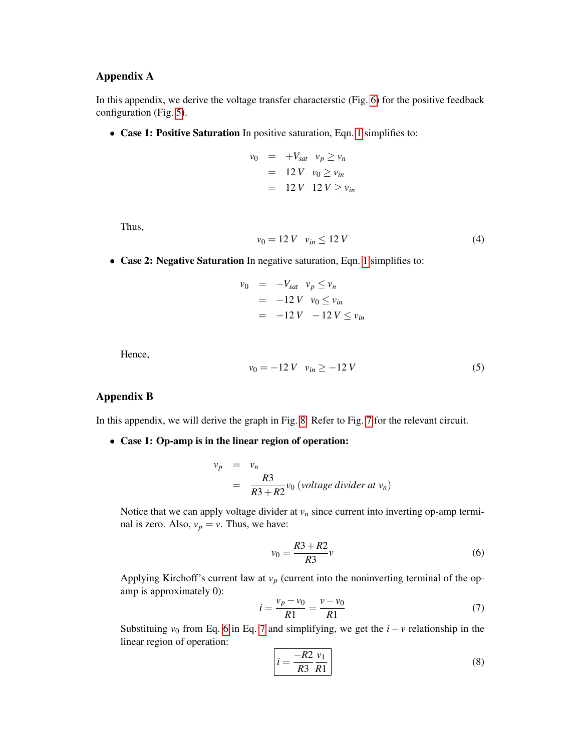## Appendix A

In this appendix, we derive the voltage transfer characterstic (Fig. 6) for the positive feedback configuration (Fig. 5).

- **Case 1: Positive Saturation** In positive saturation, Eqn. 1 simplifies to:

$$
\begin{aligned}
v_0 &= +V_{sat} \quad v_p \geq v_n \\
&= 12\,V \quad v_0 \geq v_{in} \\
&= 12\,V \quad 12\,V \geq v_{in}
\end{aligned}
$$

  Thus,

$$
v_0 = 12\,V \quad v_{in} \leq 12\,V \tag{4}
$$

- **Case 2: Negative Saturation** In negative saturation, Eqn. 1 simplifies to:

$$
\begin{aligned}
v_0 &= -V_{sat} \quad v_p \leq v_n \\
&= -12\,V \quad v_0 \leq v_{in} \\
&= -12\,V \quad -12\,V \leq v_{in}
\end{aligned}
$$

  Hence,

$$
v_0 = -12\,V \quad v_{in} \geq -12\,V \tag{5}
$$

## Appendix B

In this appendix, we will derive the graph in Fig. 8. Refer to Fig. 7 for the relevant circuit.

- **Case 1: Op-amp is in the linear region of operation:**

$$
\begin{aligned}
v_p &= v_n \\
&= \frac{R3}{R3+R2} v_0 \; (voltage\ divider\ at\ v_n)
\end{aligned}
$$

  Notice that we can apply voltage divider at $v_n$ since current into inverting op-amp terminal is zero. Also, $v_p = v$. Thus, we have:

$$
v_0 = \frac{R3+R2}{R3} v \tag{6}
$$

  Applying Kirchoff's current law at $v_p$ (current into the noninverting terminal of the op-amp is approximately 0):

$$
i = \frac{v_p - v_0}{R1} = \frac{v - v_0}{R1} \tag{7}
$$

  Substituting $v_0$ from Eq. 6 in Eq. 7 and simplifying, we get the $i - v$ relationship in the linear region of operation:

$$
\boxed{i = \frac{-R2}{R3} \frac{v_1}{R1}} \tag{8}
$$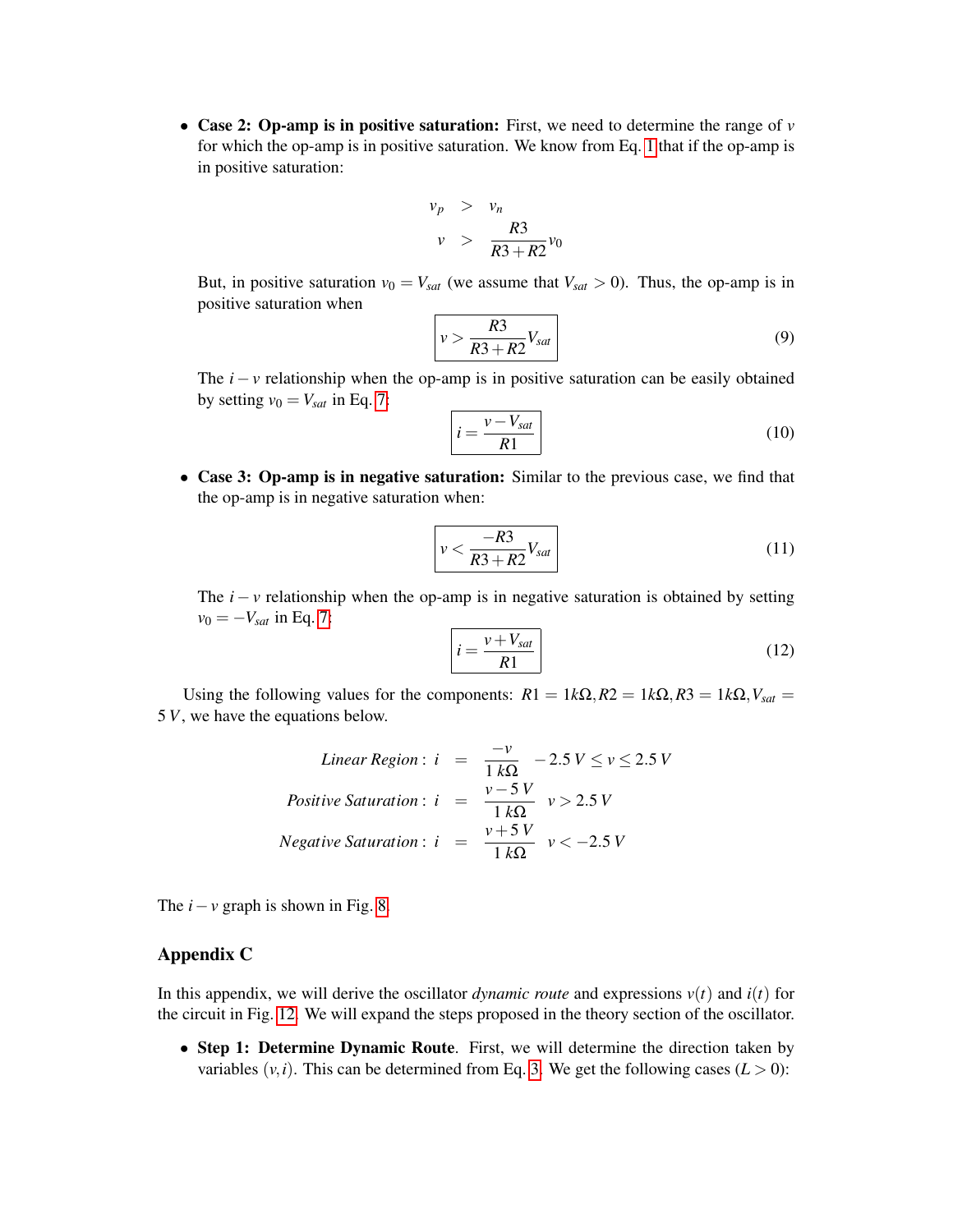- **Case 2: Op-amp is in positive saturation:** First, we need to determine the range of $v$ for which the op-amp is in positive saturation. We know from Eq. 1 that if the op-amp is in positive saturation:

$$
\begin{aligned}
v_p &> v_n \\
v &> \frac{R3}{R3+R2} v_0
\end{aligned}
$$

But, in positive saturation $v_0 = V_{sat}$ (we assume that $V_{sat} > 0$). Thus, the op-amp is in positive saturation when

$$
\boxed{v > \frac{R3}{R3+R2} V_{sat}} \tag{9}
$$

The $i-v$ relationship when the op-amp is in positive saturation can be easily obtained by setting $v_0 = V_{sat}$ in Eq. 7:

$$
\boxed{i = \frac{v - V_{sat}}{R1}} \tag{10}
$$

- **Case 3: Op-amp is in negative saturation:** Similar to the previous case, we find that the op-amp is in negative saturation when:

$$
\boxed{v < \frac{-R3}{R3+R2} V_{sat}} \tag{11}
$$

The $i-v$ relationship when the op-amp is in negative saturation is obtained by setting $v_0 = -V_{sat}$ in Eq. 7:

$$
\boxed{i = \frac{v + V_{sat}}{R1}} \tag{12}
$$

Using the following values for the components: $R1 = 1k\Omega, R2 = 1k\Omega, R3 = 1k\Omega, V_{sat} = 5\,V$, we have the equations below.

$$
\begin{aligned}
\textit{Linear Region}: \; i &= \frac{-v}{1\,k\Omega} \quad -2.5\,V \leq v \leq 2.5\,V \\
\textit{Positive Saturation}: \; i &= \frac{v - 5\,V}{1\,k\Omega} \quad v > 2.5\,V \\
\textit{Negative Saturation}: \; i &= \frac{v + 5\,V}{1\,k\Omega} \quad v < -2.5\,V
\end{aligned}
$$

The $i-v$ graph is shown in Fig. 8.

## Appendix C

In this appendix, we will derive the oscillator *dynamic route* and expressions $v(t)$ and $i(t)$ for the circuit in Fig. 12. We will expand the steps proposed in the theory section of the oscillator.

- **Step 1: Determine Dynamic Route**. First, we will determine the direction taken by variables $(v, i)$. This can be determined from Eq. 3. We get the following cases ($L > 0$):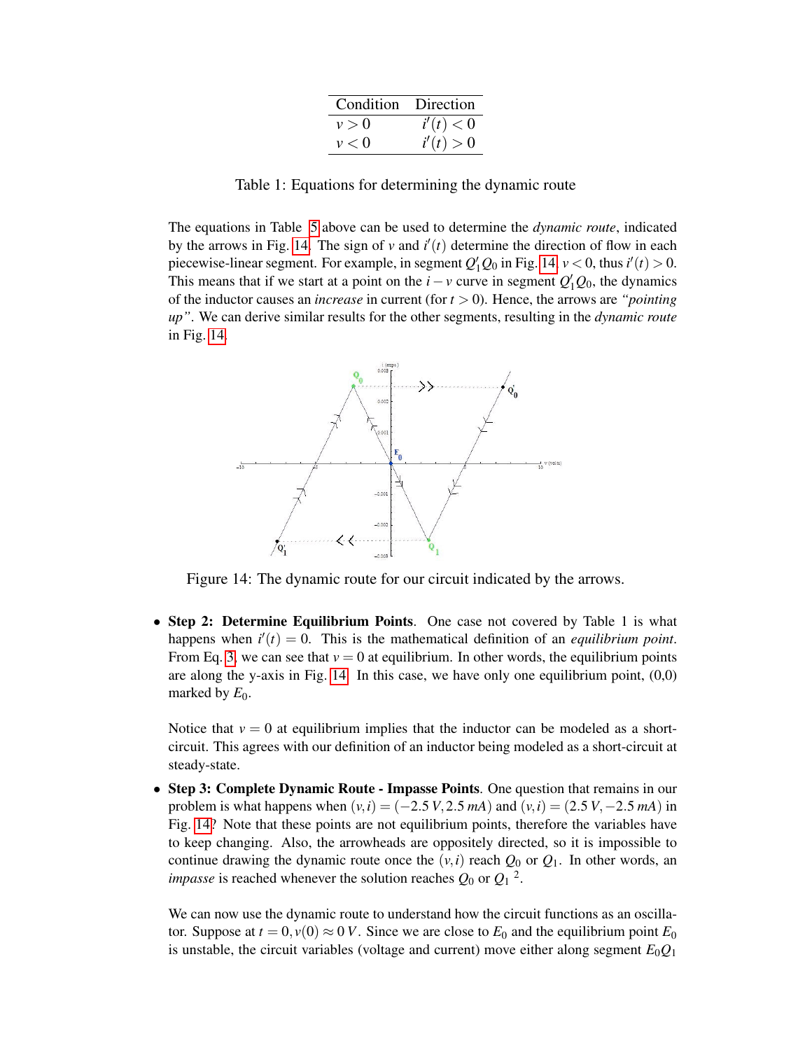| Condition | Direction |
|---|---|
| $v > 0$ | $i'(t) < 0$ |
| $v < 0$ | $i'(t) > 0$ |

Table 1: Equations for determining the dynamic route

The equations in Table 5 above can be used to determine the *dynamic route*, indicated by the arrows in Fig. 14. The sign of $v$ and $i'(t)$ determine the direction of flow in each piecewise-linear segment. For example, in segment $Q_1'Q_0$ in Fig. 14, $v < 0$, thus $i'(t) > 0$. This means that if we start at a point on the $i - v$ curve in segment $Q_1'Q_0$, the dynamics of the inductor causes an *increase* in current (for $t > 0$). Hence, the arrows are *"pointing up"*. We can derive similar results for the other segments, resulting in the *dynamic route* in Fig. 14.

Figure 14: The dynamic route for our circuit indicated by the arrows.

- **Step 2: Determine Equilibrium Points**. One case not covered by Table 1 is what happens when $i'(t) = 0$. This is the mathematical definition of an *equilibrium point*. From Eq. 3, we can see that $v = 0$ at equilibrium. In other words, the equilibrium points are along the y-axis in Fig. 14. In this case, we have only one equilibrium point, (0,0) marked by $E_0$.

  Notice that $v = 0$ at equilibrium implies that the inductor can be modeled as a short-circuit. This agrees with our definition of an inductor being modeled as a short-circuit at steady-state.

- **Step 3: Complete Dynamic Route - Impasse Points**. One question that remains in our problem is what happens when $(v, i) = (-2.5\,V, 2.5\,mA)$ and $(v, i) = (2.5\,V, -2.5\,mA)$ in Fig. 14? Note that these points are not equilibrium points, therefore the variables have to keep changing. Also, the arrowheads are oppositely directed, so it is impossible to continue drawing the dynamic route once the $(v, i)$ reach $Q_0$ or $Q_1$. In other words, an *impasse* is reached whenever the solution reaches $Q_0$ or $Q_1$ [2].

  We can now use the dynamic route to understand how the circuit functions as an oscillator. Suppose at $t = 0, v(0) \approx 0\,V$. Since we are close to $E_0$ and the equilibrium point $E_0$ is unstable, the circuit variables (voltage and current) move either along segment $E_0Q_1$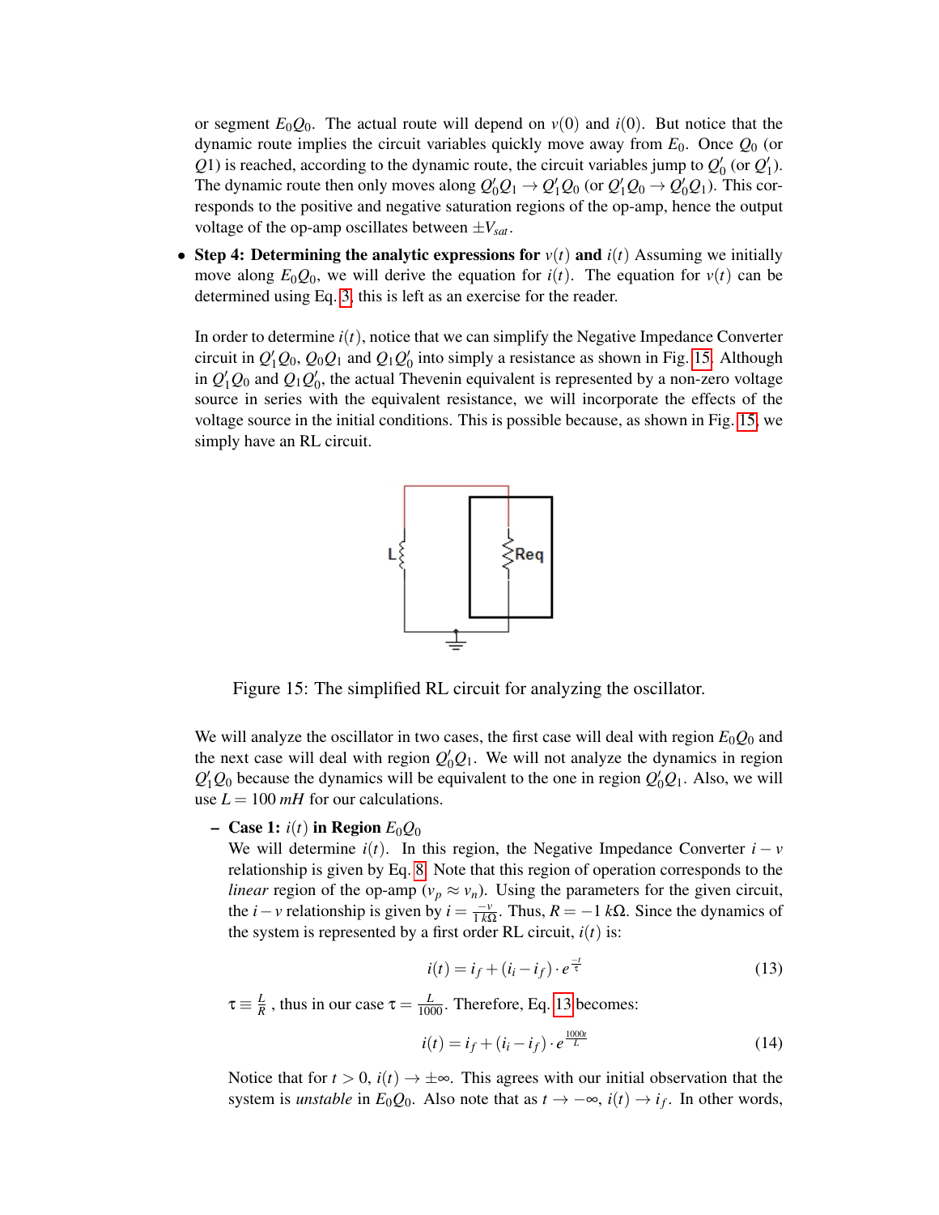or segment $E_0Q_0$. The actual route will depend on $v(0)$ and $i(0)$. But notice that the dynamic route implies the circuit variables quickly move away from $E_0$. Once $Q_0$ (or $Q1$) is reached, according to the dynamic route, the circuit variables jump to $Q_0'$ (or $Q_1'$). The dynamic route then only moves along $Q_0'Q_1 \rightarrow Q_1'Q_0$ (or $Q_1'Q_0 \rightarrow Q_0'Q_1$). This corresponds to the positive and negative saturation regions of the op-amp, hence the output voltage of the op-amp oscillates between $\pm V_{sat}$.

- **Step 4: Determining the analytic expressions for $v(t)$ and $i(t)$** Assuming we initially move along $E_0Q_0$, we will derive the equation for $i(t)$. The equation for $v(t)$ can be determined using Eq. 3, this is left as an exercise for the reader.

  In order to determine $i(t)$, notice that we can simplify the Negative Impedance Converter circuit in $Q_1'Q_0$, $Q_0Q_1$ and $Q_1Q_0'$ into simply a resistance as shown in Fig. 15. Although in $Q_1'Q_0$ and $Q_1Q_0'$, the actual Thevenin equivalent is represented by a non-zero voltage source in series with the equivalent resistance, we will incorporate the effects of the voltage source in the initial conditions. This is possible because, as shown in Fig. 15, we simply have an RL circuit.

  Figure 15: The simplified RL circuit for analyzing the oscillator.

  We will analyze the oscillator in two cases, the first case will deal with region $E_0Q_0$ and the next case will deal with region $Q_0'Q_1$. We will not analyze the dynamics in region $Q_1'Q_0$ because the dynamics will be equivalent to the one in region $Q_0'Q_1$. Also, we will use $L = 100\ mH$ for our calculations.

  - **Case 1: $i(t)$ in Region $E_0Q_0$**
    We will determine $i(t)$. In this region, the Negative Impedance Converter $i-v$ relationship is given by Eq. 8. Note that this region of operation corresponds to the *linear* region of the op-amp ($v_p \approx v_n$). Using the parameters for the given circuit, the $i-v$ relationship is given by $i = \frac{-v}{1\,k\Omega}$. Thus, $R = -1\ k\Omega$. Since the dynamics of the system is represented by a first order RL circuit, $i(t)$ is:

    $$i(t) = i_f + (i_i - i_f) \cdot e^{\frac{-t}{\tau}} \tag{13}$$

    $\tau \equiv \frac{L}{R}$, thus in our case $\tau = \frac{L}{1000}$. Therefore, Eq. 13 becomes:

    $$i(t) = i_f + (i_i - i_f) \cdot e^{\frac{1000t}{L}} \tag{14}$$

    Notice that for $t > 0$, $i(t) \rightarrow \pm\infty$. This agrees with our initial observation that the system is *unstable* in $E_0Q_0$. Also note that as $t \rightarrow -\infty$, $i(t) \rightarrow i_f$. In other words,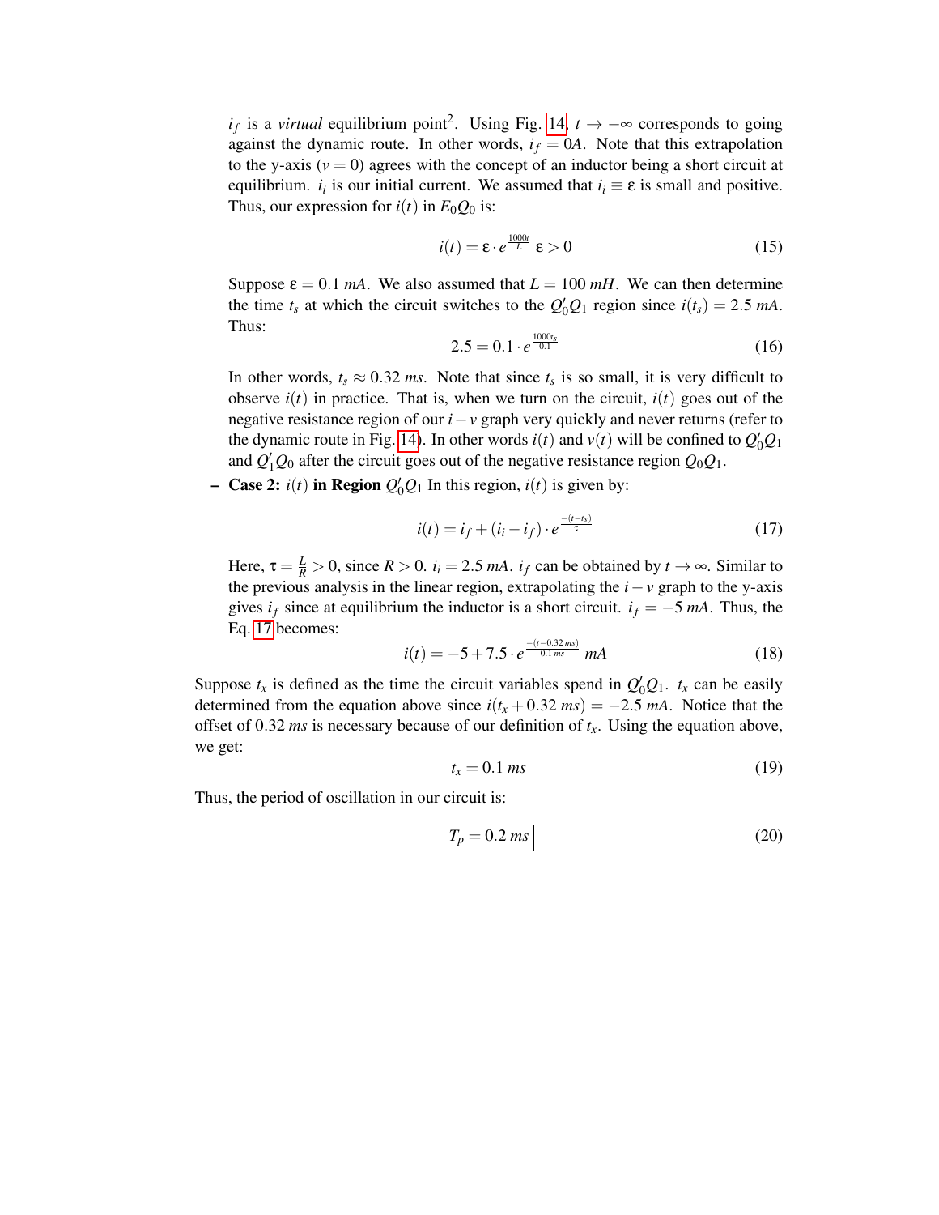$i_f$ is a *virtual* equilibrium point[2]. Using Fig. 14, $t \to -\infty$ corresponds to going against the dynamic route. In other words, $i_f = 0A$. Note that this extrapolation to the y-axis ($v = 0$) agrees with the concept of an inductor being a short circuit at equilibrium. $i_i$ is our initial current. We assumed that $i_i \equiv \varepsilon$ is small and positive. Thus, our expression for $i(t)$ in $E_0Q_0$ is:

$$i(t) = \varepsilon \cdot e^{\frac{1000t}{L}} \quad \varepsilon > 0 \tag{15}$$

Suppose $\varepsilon = 0.1\ mA$. We also assumed that $L = 100\ mH$. We can then determine the time $t_s$ at which the circuit switches to the $Q_0'Q_1$ region since $i(t_s) = 2.5\ mA$. Thus:

$$2.5 = 0.1 \cdot e^{\frac{1000t_s}{0.1}} \tag{16}$$

In other words, $t_s \approx 0.32\ ms$. Note that since $t_s$ is so small, it is very difficult to observe $i(t)$ in practice. That is, when we turn on the circuit, $i(t)$ goes out of the negative resistance region of our $i - v$ graph very quickly and never returns (refer to the dynamic route in Fig. 14). In other words $i(t)$ and $v(t)$ will be confined to $Q_0'Q_1$ and $Q_1'Q_0$ after the circuit goes out of the negative resistance region $Q_0Q_1$.

– **Case 2: $i(t)$ in Region $Q_0'Q_1$** In this region, $i(t)$ is given by:

$$i(t) = i_f + (i_i - i_f) \cdot e^{\frac{-(t-t_s)}{\tau}} \tag{17}$$

Here, $\tau = \frac{L}{R} > 0$, since $R > 0$. $i_i = 2.5\ mA$. $i_f$ can be obtained by $t \to \infty$. Similar to the previous analysis in the linear region, extrapolating the $i - v$ graph to the y-axis gives $i_f$ since at equilibrium the inductor is a short circuit. $i_f = -5\ mA$. Thus, the Eq. 17 becomes:

$$i(t) = -5 + 7.5 \cdot e^{\frac{-(t-0.32\ ms)}{0.1\ ms}}\ mA \tag{18}$$

Suppose $t_x$ is defined as the time the circuit variables spend in $Q_0'Q_1$. $t_x$ can be easily determined from the equation above since $i(t_x + 0.32\ ms) = -2.5\ mA$. Notice that the offset of $0.32\ ms$ is necessary because of our definition of $t_x$. Using the equation above, we get:

$$t_x = 0.1\ ms \tag{19}$$

Thus, the period of oscillation in our circuit is:

$$\boxed{T_p = 0.2\ ms} \tag{20}$$